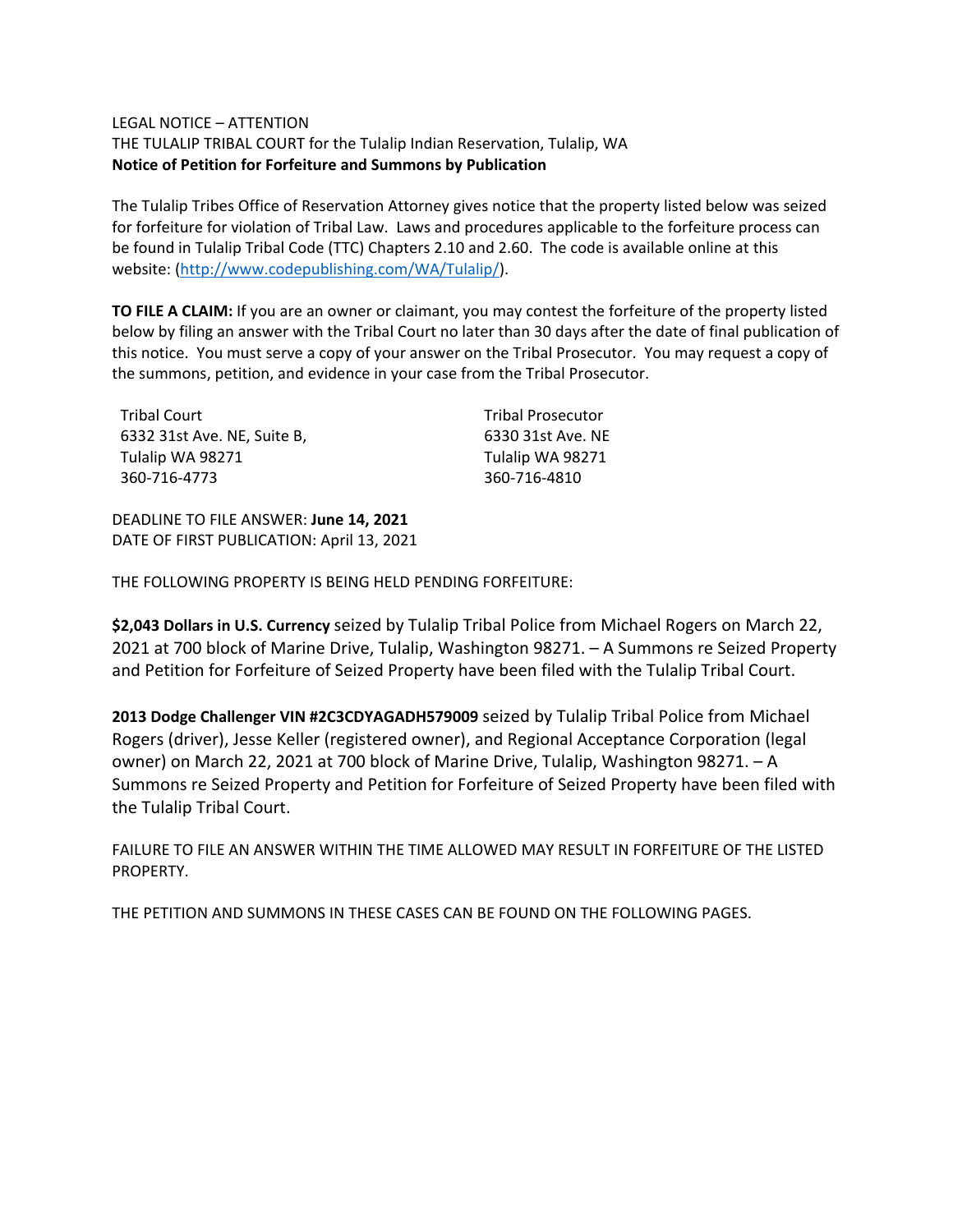LEGAL NOTICE – ATTENTION

THE TULALIP TRIBAL COURT for the Tulalip Indian Reservation, Tulalip, WA

**Notice of Petition for Forfeiture and Summons by Publication**

The Tulalip Tribes Office of Reservation Attorney gives notice that the property listed below was seized for forfeiture for violation of Tribal Law. Laws and procedures applicable to the forfeiture process can be found in Tulalip Tribal Code (TTC) Chapters 2.10 and 2.60. The code is available online at this website: (http://www.codepublishing.com/WA/Tulalip/).

**TO FILE A CLAIM:** If you are an owner or claimant, you may contest the forfeiture of the property listed below by filing an answer with the Tribal Court no later than 30 days after the date of final publication of this notice. You must serve a copy of your answer on the Tribal Prosecutor. You may request a copy of the summons, petition, and evidence in your case from the Tribal Prosecutor.

Tribal Court
6332 31st Ave. NE, Suite B,
Tulalip WA 98271
360-716-4773

Tribal Prosecutor
6330 31st Ave. NE
Tulalip WA 98271
360-716-4810

DEADLINE TO FILE ANSWER: **June 14, 2021**
DATE OF FIRST PUBLICATION: April 13, 2021

THE FOLLOWING PROPERTY IS BEING HELD PENDING FORFEITURE:

**$2,043 Dollars in U.S. Currency** seized by Tulalip Tribal Police from Michael Rogers on March 22, 2021 at 700 block of Marine Drive, Tulalip, Washington 98271. – A Summons re Seized Property and Petition for Forfeiture of Seized Property have been filed with the Tulalip Tribal Court.

**2013 Dodge Challenger VIN #2C3CDYAGADH579009** seized by Tulalip Tribal Police from Michael Rogers (driver), Jesse Keller (registered owner), and Regional Acceptance Corporation (legal owner) on March 22, 2021 at 700 block of Marine Drive, Tulalip, Washington 98271. – A Summons re Seized Property and Petition for Forfeiture of Seized Property have been filed with the Tulalip Tribal Court.

FAILURE TO FILE AN ANSWER WITHIN THE TIME ALLOWED MAY RESULT IN FORFEITURE OF THE LISTED PROPERTY.

THE PETITION AND SUMMONS IN THESE CASES CAN BE FOUND ON THE FOLLOWING PAGES.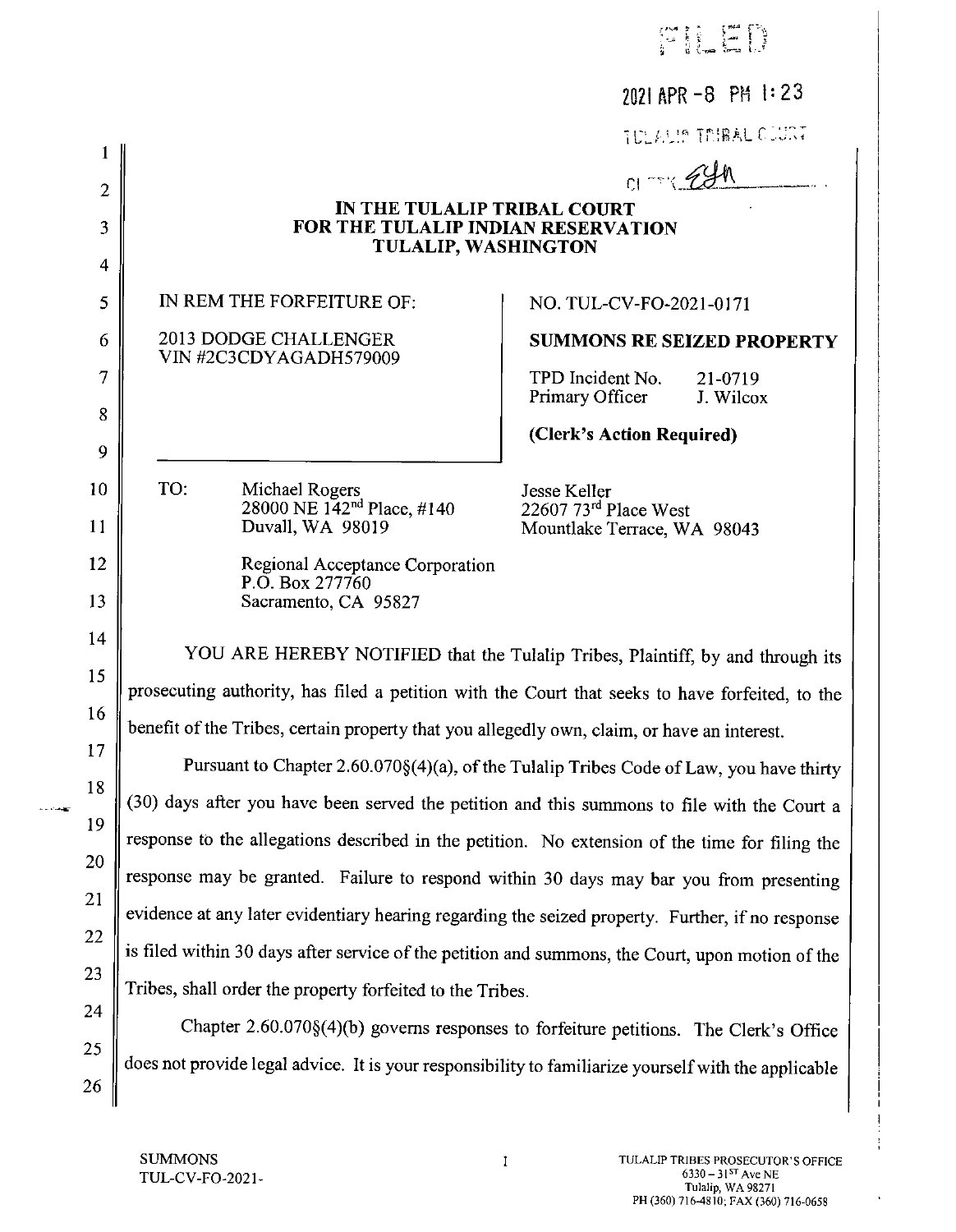FILED

2021 APR -8 PM 1:23

TULALIP TRIBAL COURT

CLERK

**IN THE TULALIP TRIBAL COURT**
**FOR THE TULALIP INDIAN RESERVATION**
**TULALIP, WASHINGTON**

| IN REM THE FORFEITURE OF:<br><br>2013 DODGE CHALLENGER<br>VIN #2C3CDYAGADH579009 | NO. TUL-CV-FO-2021-0171<br><br>**SUMMONS RE SEIZED PROPERTY**<br><br>TPD Incident No. 21-0719<br>Primary Officer J. Wilcox<br><br>**(Clerk's Action Required)** |
|---|---|

TO: Michael Rogers
28000 NE 142nd Place, #140
Duvall, WA 98019

Jesse Keller
22607 73rd Place West
Mountlake Terrace, WA 98043

Regional Acceptance Corporation
P.O. Box 277760
Sacramento, CA 95827

YOU ARE HEREBY NOTIFIED that the Tulalip Tribes, Plaintiff, by and through its prosecuting authority, has filed a petition with the Court that seeks to have forfeited, to the benefit of the Tribes, certain property that you allegedly own, claim, or have an interest.

Pursuant to Chapter 2.60.070§(4)(a), of the Tulalip Tribes Code of Law, you have thirty (30) days after you have been served the petition and this summons to file with the Court a response to the allegations described in the petition. No extension of the time for filing the response may be granted. Failure to respond within 30 days may bar you from presenting evidence at any later evidentiary hearing regarding the seized property. Further, if no response is filed within 30 days after service of the petition and summons, the Court, upon motion of the Tribes, shall order the property forfeited to the Tribes.

Chapter 2.60.070§(4)(b) governs responses to forfeiture petitions. The Clerk's Office does not provide legal advice. It is your responsibility to familiarize yourself with the applicable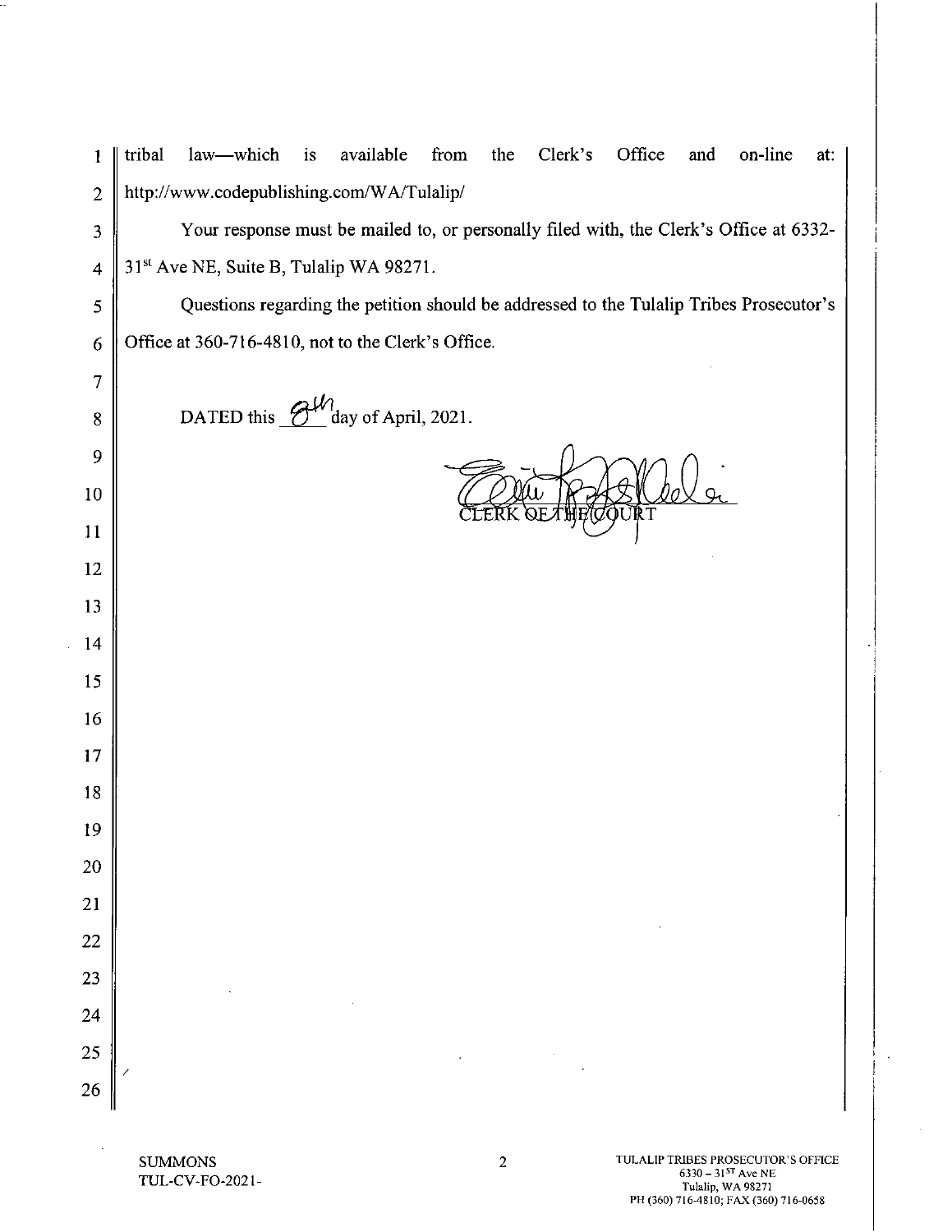tribal law—which is available from the Clerk's Office and on-line at: http://www.codepublishing.com/WA/Tulalip/

Your response must be mailed to, or personally filed with, the Clerk's Office at 6332-31st Ave NE, Suite B, Tulalip WA 98271.

Questions regarding the petition should be addressed to the Tulalip Tribes Prosecutor's Office at 360-716-4810, not to the Clerk's Office.

DATED this 8th day of April, 2021.

CLERK OF THE COURT

SUMMONS
TUL-CV-FO-2021-

TULALIP TRIBES PROSECUTOR'S OFFICE
6330 – 31ST Ave NE
Tulalip, WA 98271
PH (360) 716-4810; FAX (360) 716-0658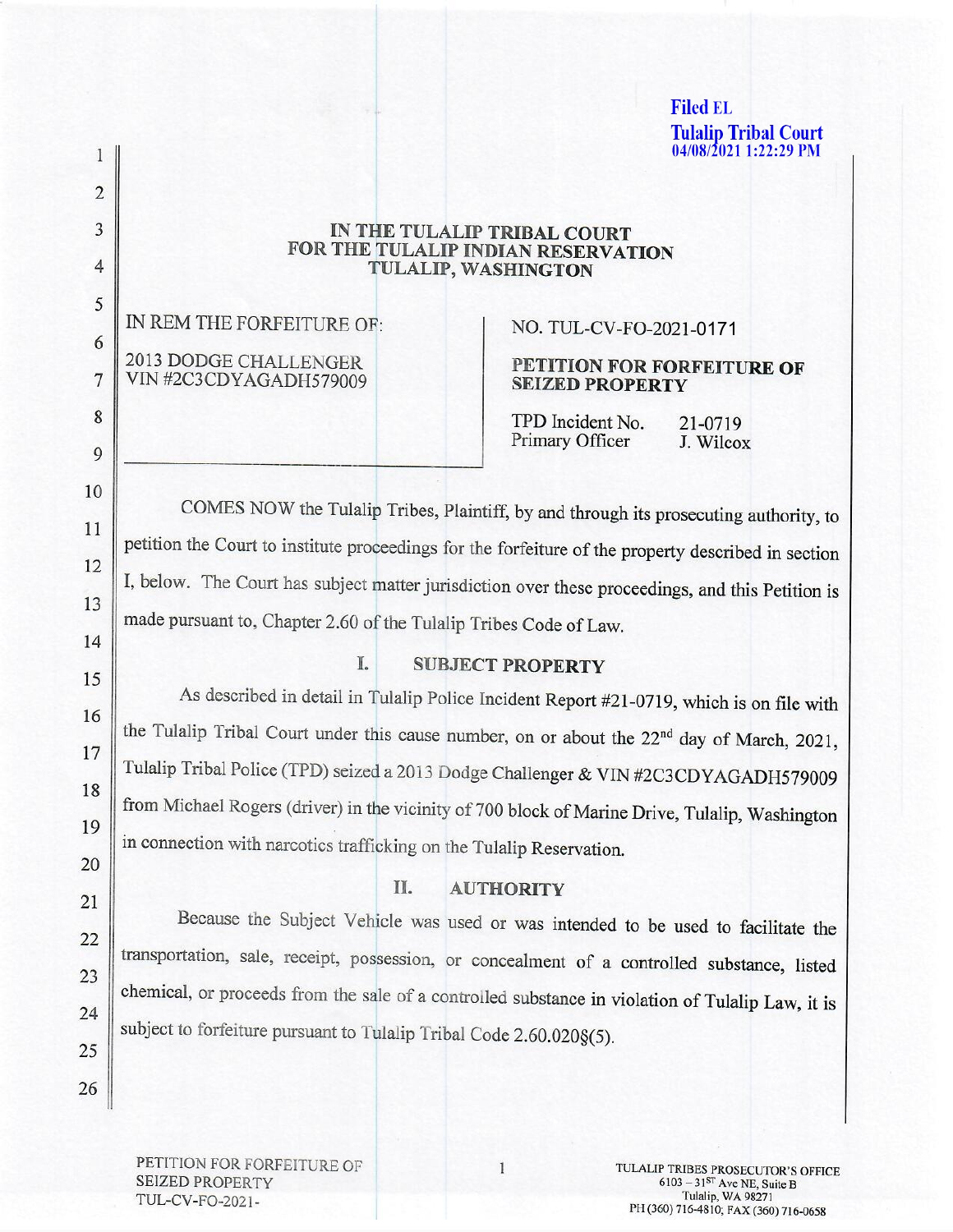Filed EL
Tulalip Tribal Court
04/08/2021 1:22:29 PM

# IN THE TULALIP TRIBAL COURT FOR THE TULALIP INDIAN RESERVATION TULALIP, WASHINGTON

IN REM THE FORFEITURE OF:

2013 DODGE CHALLENGER
VIN #2C3CDYAGADH579009

NO. TUL-CV-FO-2021-0171

**PETITION FOR FORFEITURE OF SEIZED PROPERTY**

| TPD Incident No. | 21-0719 |
| --- | --- |
| Primary Officer | J. Wilcox |

COMES NOW the Tulalip Tribes, Plaintiff, by and through its prosecuting authority, to petition the Court to institute proceedings for the forfeiture of the property described in section I, below. The Court has subject matter jurisdiction over these proceedings, and this Petition is made pursuant to, Chapter 2.60 of the Tulalip Tribes Code of Law.

## I. SUBJECT PROPERTY

As described in detail in Tulalip Police Incident Report #21-0719, which is on file with the Tulalip Tribal Court under this cause number, on or about the 22nd day of March, 2021, Tulalip Tribal Police (TPD) seized a 2013 Dodge Challenger & VIN #2C3CDYAGADH579009 from Michael Rogers (driver) in the vicinity of 700 block of Marine Drive, Tulalip, Washington in connection with narcotics trafficking on the Tulalip Reservation.

## II. AUTHORITY

Because the Subject Vehicle was used or was intended to be used to facilitate the transportation, sale, receipt, possession, or concealment of a controlled substance, listed chemical, or proceeds from the sale of a controlled substance in violation of Tulalip Law, it is subject to forfeiture pursuant to Tulalip Tribal Code 2.60.020§(5).

PETITION FOR FORFEITURE OF SEIZED PROPERTY
TUL-CV-FO-2021-

TULALIP TRIBES PROSECUTOR'S OFFICE
6103 – 31ST Ave NE, Suite B
Tulalip, WA 98271
PH (360) 716-4810; FAX (360) 716-0658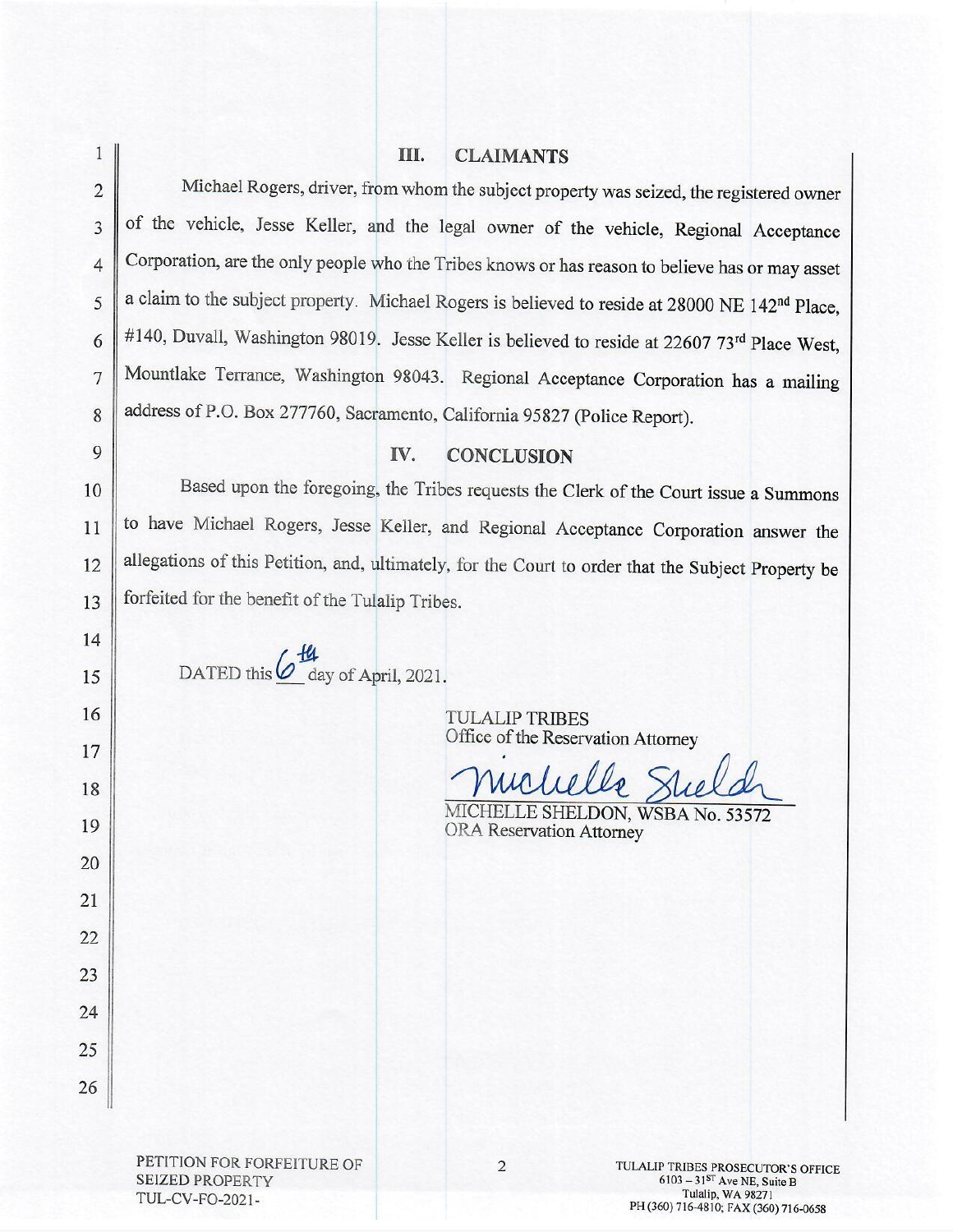## III. CLAIMANTS

Michael Rogers, driver, from whom the subject property was seized, the registered owner of the vehicle, Jesse Keller, and the legal owner of the vehicle, Regional Acceptance Corporation, are the only people who the Tribes knows or has reason to believe has or may asset a claim to the subject property. Michael Rogers is believed to reside at 28000 NE 142nd Place, #140, Duvall, Washington 98019. Jesse Keller is believed to reside at 22607 73rd Place West, Mountlake Terrance, Washington 98043. Regional Acceptance Corporation has a mailing address of P.O. Box 277760, Sacramento, California 95827 (Police Report).

## IV. CONCLUSION

Based upon the foregoing, the Tribes requests the Clerk of the Court issue a Summons to have Michael Rogers, Jesse Keller, and Regional Acceptance Corporation answer the allegations of this Petition, and, ultimately, for the Court to order that the Subject Property be forfeited for the benefit of the Tulalip Tribes.

DATED this 6th day of April, 2021.

TULALIP TRIBES
Office of the Reservation Attorney

Michelle Sheldon

MICHELLE SHELDON, WSBA No. 53572
ORA Reservation Attorney

PETITION FOR FORFEITURE OF SEIZED PROPERTY
TUL-CV-FO-2021-

TULALIP TRIBES PROSECUTOR'S OFFICE
6103 – 31ST Ave NE, Suite B
Tulalip, WA 98271
PH (360) 716-4810; FAX (360) 716-0658